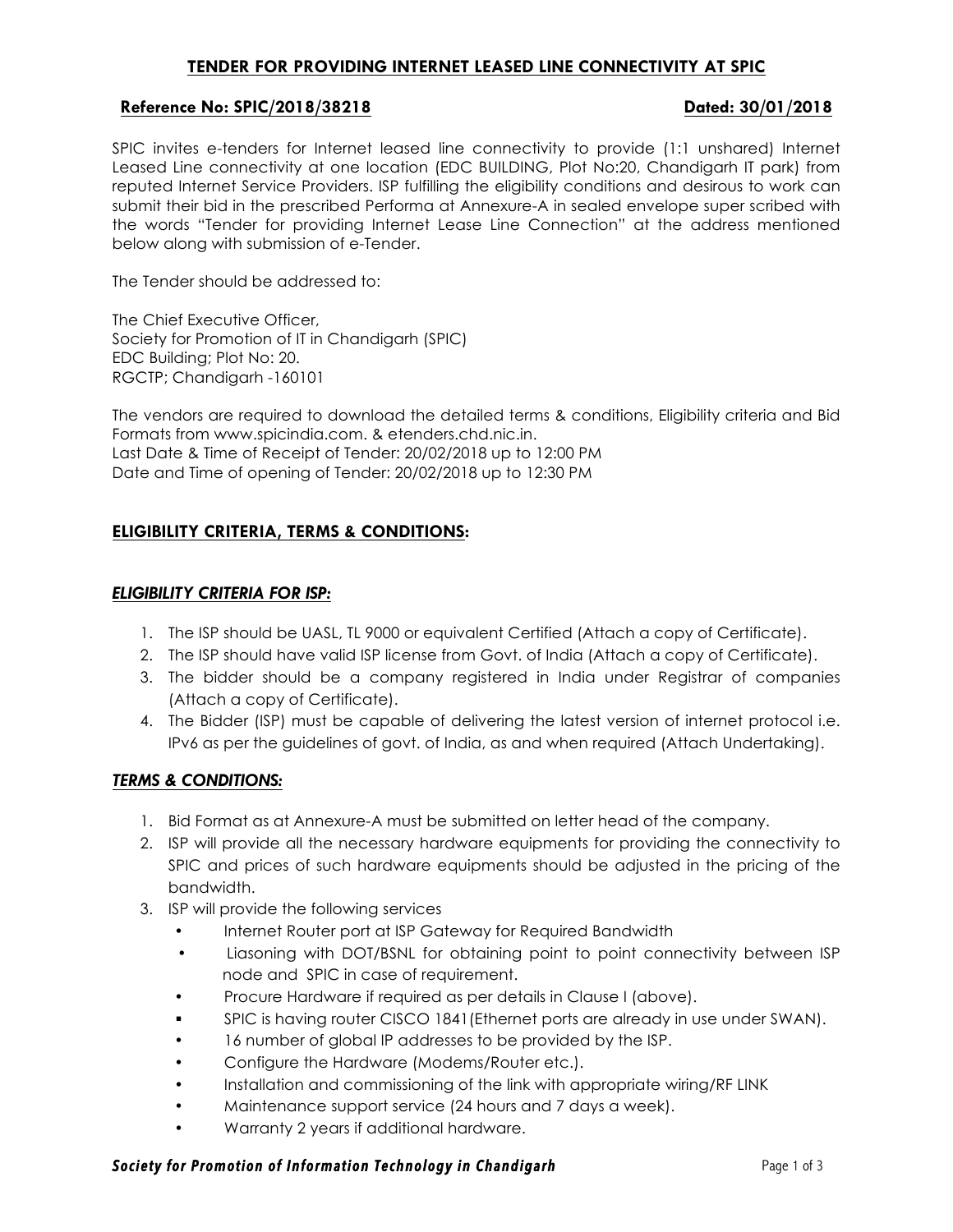## TENDER FOR PROVIDING INTERNET LEASED LINE CONNECTIVITY AT SPIC

**Reference No: SPIC/2018/38218** **Dated: 30/01/2018**

SPIC invites e-tenders for Internet leased line connectivity to provide (1:1 unshared) Internet Leased Line connectivity at one location (EDC BUILDING, Plot No:20, Chandigarh IT park) from reputed Internet Service Providers. ISP fulfilling the eligibility conditions and desirous to work can submit their bid in the prescribed Performa at Annexure-A in sealed envelope super scribed with the words "Tender for providing Internet Lease Line Connection" at the address mentioned below along with submission of e-Tender.

The Tender should be addressed to:

The Chief Executive Officer,
Society for Promotion of IT in Chandigarh (SPIC)
EDC Building; Plot No: 20.
RGCTP; Chandigarh -160101

The vendors are required to download the detailed terms & conditions, Eligibility criteria and Bid Formats from www.spicindia.com. & etenders.chd.nic.in.
Last Date & Time of Receipt of Tender: 20/02/2018 up to 12:00 PM
Date and Time of opening of Tender: 20/02/2018 up to 12:30 PM

### ELIGIBILITY CRITERIA, TERMS & CONDITIONS:

#### *ELIGIBILITY CRITERIA FOR ISP:*

1. The ISP should be UASL, TL 9000 or equivalent Certified (Attach a copy of Certificate).
2. The ISP should have valid ISP license from Govt. of India (Attach a copy of Certificate).
3. The bidder should be a company registered in India under Registrar of companies (Attach a copy of Certificate).
4. The Bidder (ISP) must be capable of delivering the latest version of internet protocol i.e. IPv6 as per the guidelines of govt. of India, as and when required (Attach Undertaking).

#### *TERMS & CONDITIONS:*

1. Bid Format as at Annexure-A must be submitted on letter head of the company.
2. ISP will provide all the necessary hardware equipments for providing the connectivity to SPIC and prices of such hardware equipments should be adjusted in the pricing of the bandwidth.
3. ISP will provide the following services
   - Internet Router port at ISP Gateway for Required Bandwidth
   - Liasoning with DOT/BSNL for obtaining point to point connectivity between ISP node and SPIC in case of requirement.
   - Procure Hardware if required as per details in Clause I (above).
   - SPIC is having router CISCO 1841(Ethernet ports are already in use under SWAN).
   - 16 number of global IP addresses to be provided by the ISP.
   - Configure the Hardware (Modems/Router etc.).
   - Installation and commissioning of the link with appropriate wiring/RF LINK
   - Maintenance support service (24 hours and 7 days a week).
   - Warranty 2 years if additional hardware.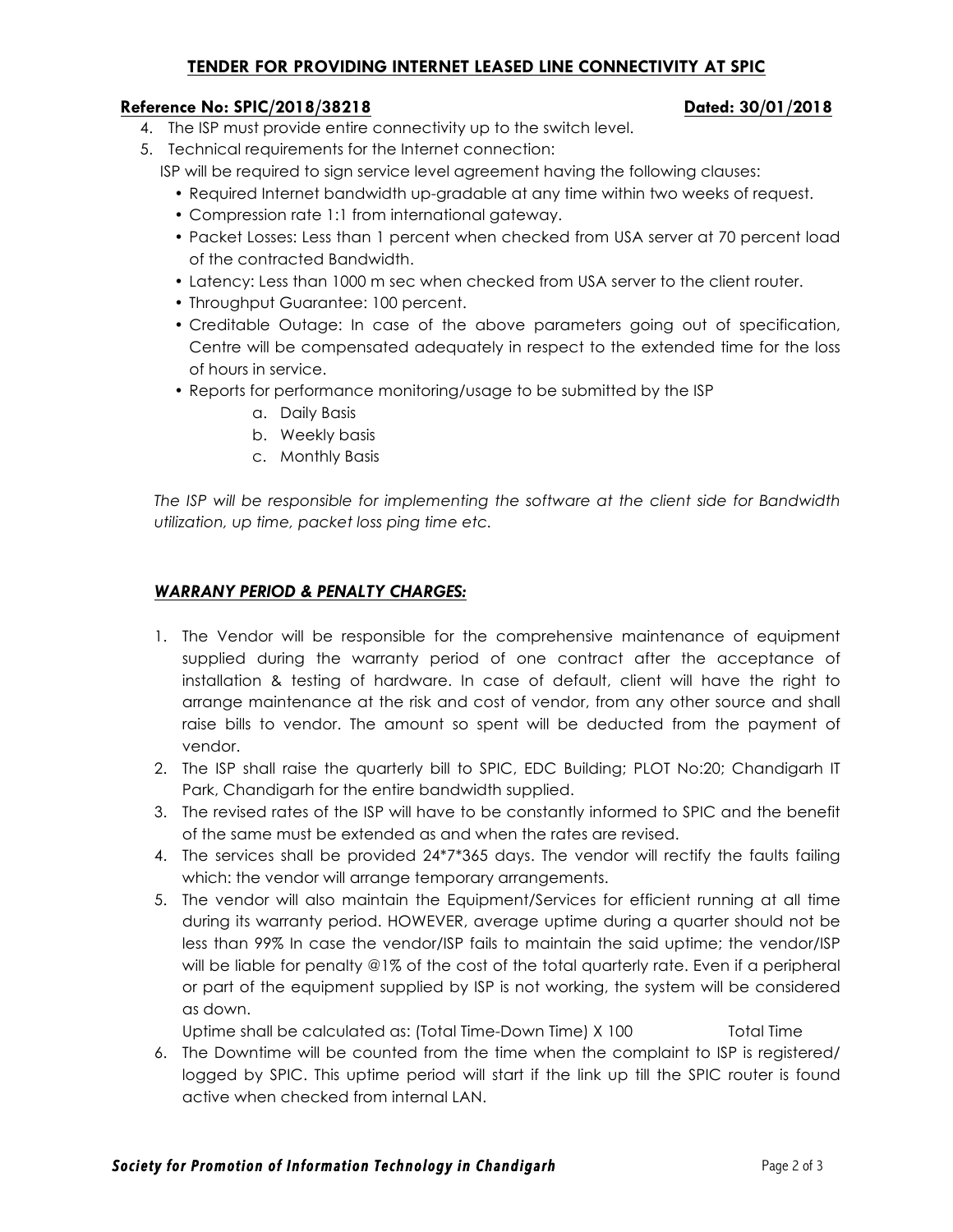**TENDER FOR PROVIDING INTERNET LEASED LINE CONNECTIVITY AT SPIC**

**Reference No: SPIC/2018/38218** **Dated: 30/01/2018**

4. The ISP must provide entire connectivity up to the switch level.
5. Technical requirements for the Internet connection:

   ISP will be required to sign service level agreement having the following clauses:

   - Required Internet bandwidth up-gradable at any time within two weeks of request.
   - Compression rate 1:1 from international gateway.
   - Packet Losses: Less than 1 percent when checked from USA server at 70 percent load of the contracted Bandwidth.
   - Latency: Less than 1000 m sec when checked from USA server to the client router.
   - Throughput Guarantee: 100 percent.
   - Creditable Outage: In case of the above parameters going out of specification, Centre will be compensated adequately in respect to the extended time for the loss of hours in service.
   - Reports for performance monitoring/usage to be submitted by the ISP
     a. Daily Basis
     b. Weekly basis
     c. Monthly Basis

*The ISP will be responsible for implementing the software at the client side for Bandwidth utilization, up time, packet loss ping time etc.*

***WARRANY PERIOD & PENALTY CHARGES:***

1. The Vendor will be responsible for the comprehensive maintenance of equipment supplied during the warranty period of one contract after the acceptance of installation & testing of hardware. In case of default, client will have the right to arrange maintenance at the risk and cost of vendor, from any other source and shall raise bills to vendor. The amount so spent will be deducted from the payment of vendor.
2. The ISP shall raise the quarterly bill to SPIC, EDC Building; PLOT No:20; Chandigarh IT Park, Chandigarh for the entire bandwidth supplied.
3. The revised rates of the ISP will have to be constantly informed to SPIC and the benefit of the same must be extended as and when the rates are revised.
4. The services shall be provided 24*7*365 days. The vendor will rectify the faults failing which: the vendor will arrange temporary arrangements.
5. The vendor will also maintain the Equipment/Services for efficient running at all time during its warranty period. HOWEVER, average uptime during a quarter should not be less than 99% In case the vendor/ISP fails to maintain the said uptime; the vendor/ISP will be liable for penalty @1% of the cost of the total quarterly rate. Even if a peripheral or part of the equipment supplied by ISP is not working, the system will be considered as down.

   Uptime shall be calculated as: (Total Time-Down Time) X 100 Total Time
6. The Downtime will be counted from the time when the complaint to ISP is registered/ logged by SPIC. This uptime period will start if the link up till the SPIC router is found active when checked from internal LAN.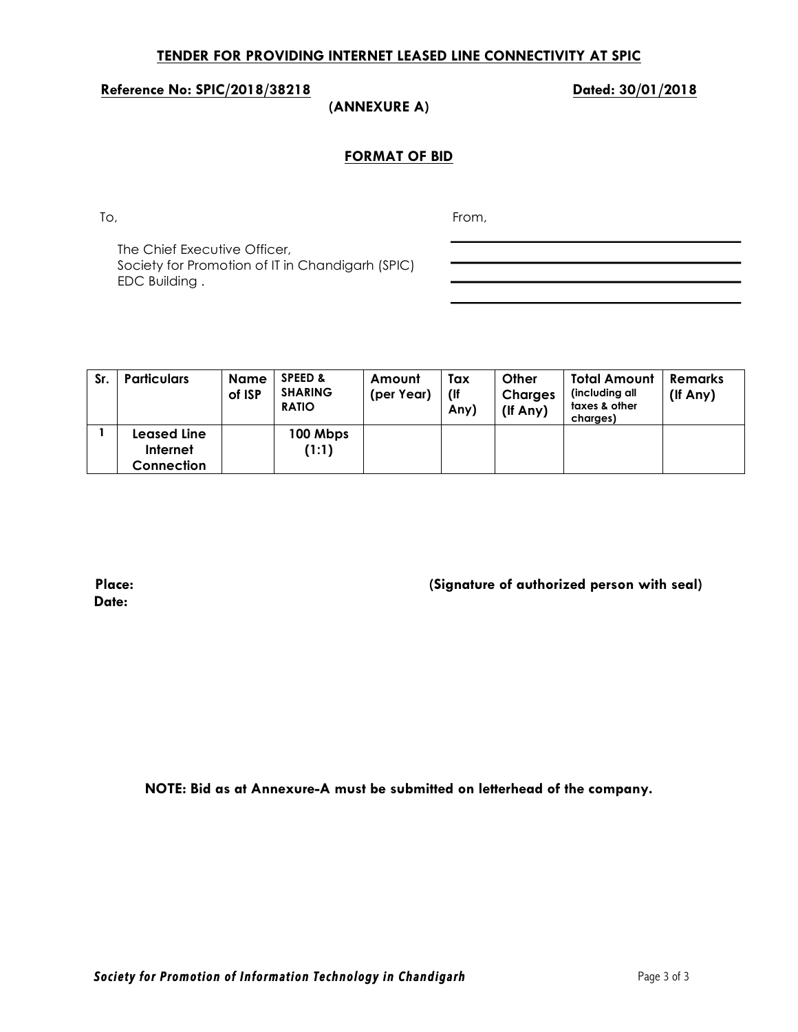**TENDER FOR PROVIDING INTERNET LEASED LINE CONNECTIVITY AT SPIC**

**Reference No: SPIC/2018/38218** **Dated: 30/01/2018**

**(ANNEXURE A)**

## FORMAT OF BID

To,

The Chief Executive Officer,
Society for Promotion of IT in Chandigarh (SPIC)
EDC Building .

From,

\_\_\_\_\_\_\_\_\_\_\_\_\_\_\_\_\_\_\_\_\_\_\_\_\_\_\_\_\_\_\_\_
\_\_\_\_\_\_\_\_\_\_\_\_\_\_\_\_\_\_\_\_\_\_\_\_\_\_\_\_\_\_\_\_
\_\_\_\_\_\_\_\_\_\_\_\_\_\_\_\_\_\_\_\_\_\_\_\_\_\_\_\_\_\_\_\_
\_\_\_\_\_\_\_\_\_\_\_\_\_\_\_\_\_\_\_\_\_\_\_\_\_\_\_\_\_\_\_\_

| Sr. | Particulars | Name of ISP | SPEED & SHARING RATIO | Amount (per Year) | Tax (If Any) | Other Charges (If Any) | Total Amount (including all taxes & other charges) | Remarks (If Any) |
|---|---|---|---|---|---|---|---|---|
| 1 | Leased Line Internet Connection | | 100 Mbps (1:1) | | | | | |

**Place:** **(Signature of authorized person with seal)**

**Date:**

**NOTE: Bid as at Annexure-A must be submitted on letterhead of the company.**